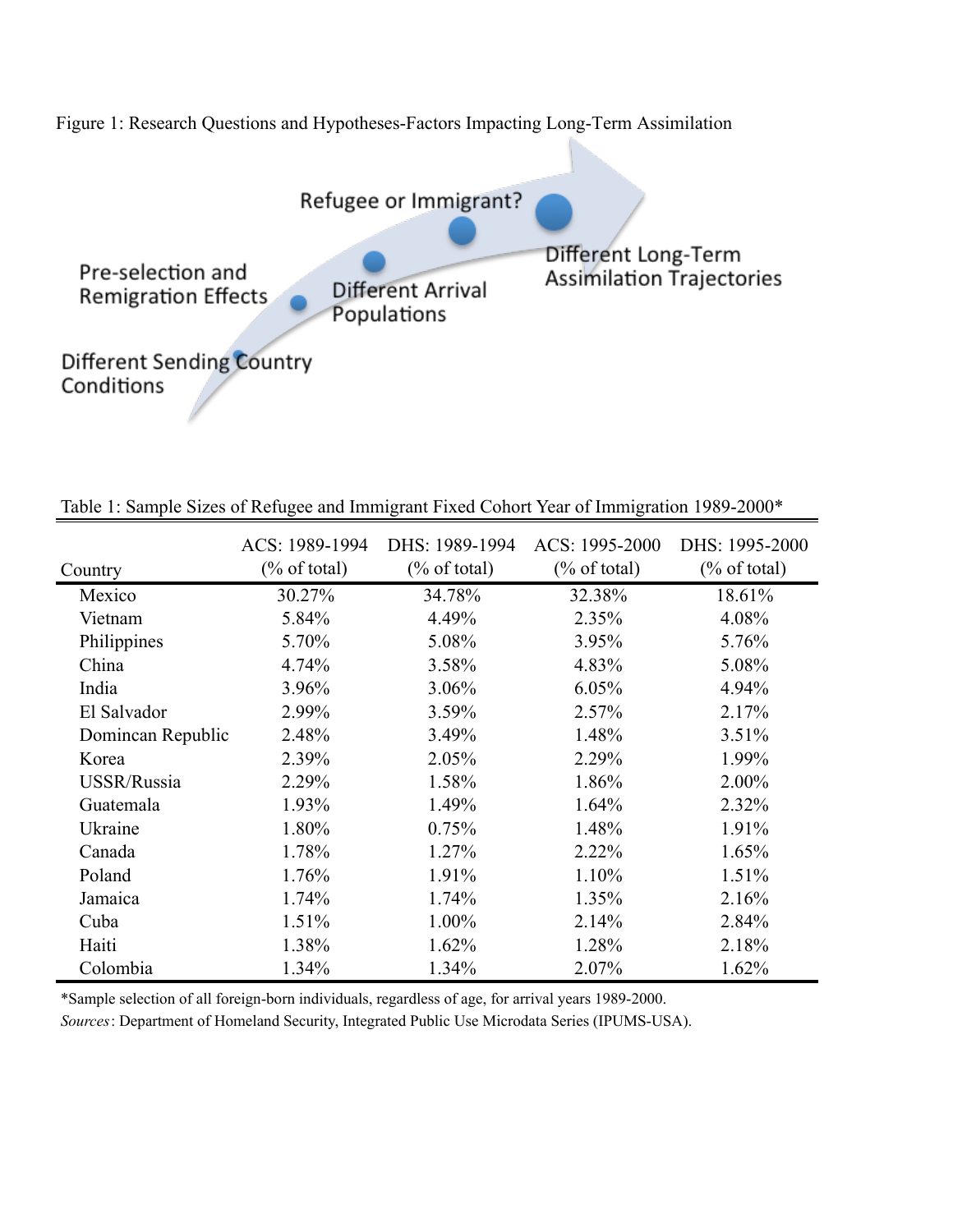Figure 1: Research Questions and Hypotheses-Factors Impacting Long-Term Assimilation

Different Sending Country Conditions

Pre-selection and Remigration Effects

Different Arrival Populations

Refugee or Immigrant?

Different Long-Term Assimilation Trajectories

Table 1: Sample Sizes of Refugee and Immigrant Fixed Cohort Year of Immigration 1989-2000*

| Country | ACS: 1989-1994 (% of total) | DHS: 1989-1994 (% of total) | ACS: 1995-2000 (% of total) | DHS: 1995-2000 (% of total) |
|---|---|---|---|---|
| Mexico | 30.27% | 34.78% | 32.38% | 18.61% |
| Vietnam | 5.84% | 4.49% | 2.35% | 4.08% |
| Philippines | 5.70% | 5.08% | 3.95% | 5.76% |
| China | 4.74% | 3.58% | 4.83% | 5.08% |
| India | 3.96% | 3.06% | 6.05% | 4.94% |
| El Salvador | 2.99% | 3.59% | 2.57% | 2.17% |
| Domincan Republic | 2.48% | 3.49% | 1.48% | 3.51% |
| Korea | 2.39% | 2.05% | 2.29% | 1.99% |
| USSR/Russia | 2.29% | 1.58% | 1.86% | 2.00% |
| Guatemala | 1.93% | 1.49% | 1.64% | 2.32% |
| Ukraine | 1.80% | 0.75% | 1.48% | 1.91% |
| Canada | 1.78% | 1.27% | 2.22% | 1.65% |
| Poland | 1.76% | 1.91% | 1.10% | 1.51% |
| Jamaica | 1.74% | 1.74% | 1.35% | 2.16% |
| Cuba | 1.51% | 1.00% | 2.14% | 2.84% |
| Haiti | 1.38% | 1.62% | 1.28% | 2.18% |
| Colombia | 1.34% | 1.34% | 2.07% | 1.62% |

*Sample selection of all foreign-born individuals, regardless of age, for arrival years 1989-2000.

*Sources*: Department of Homeland Security, Integrated Public Use Microdata Series (IPUMS-USA).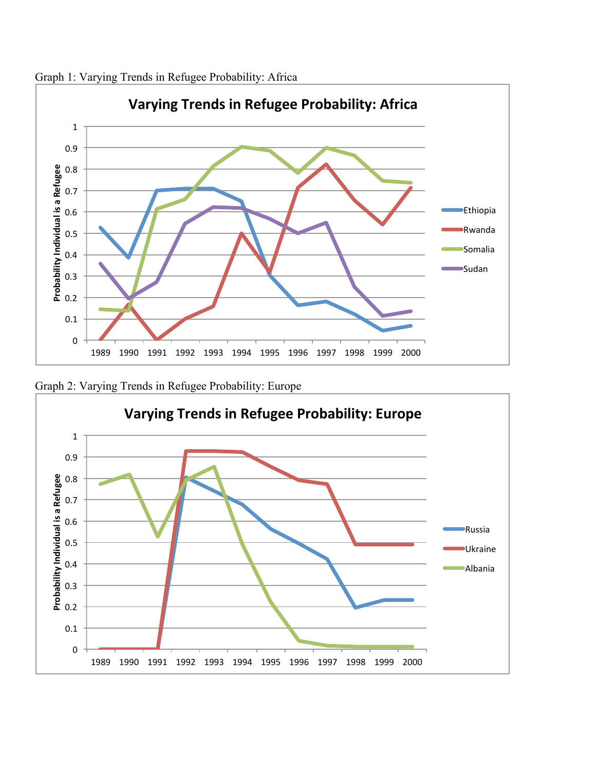Graph 1: Varying Trends in Refugee Probability: Africa

Graph 2: Varying Trends in Refugee Probability: Europe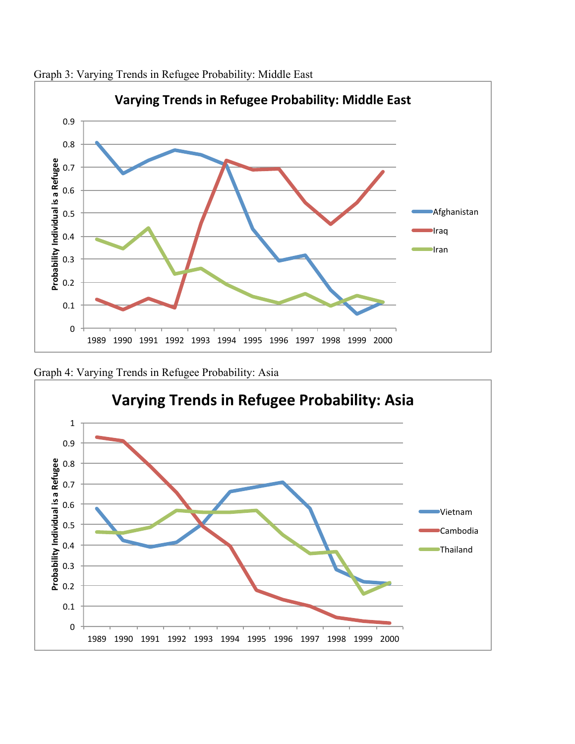Graph 3: Varying Trends in Refugee Probability: Middle East

Graph 4: Varying Trends in Refugee Probability: Asia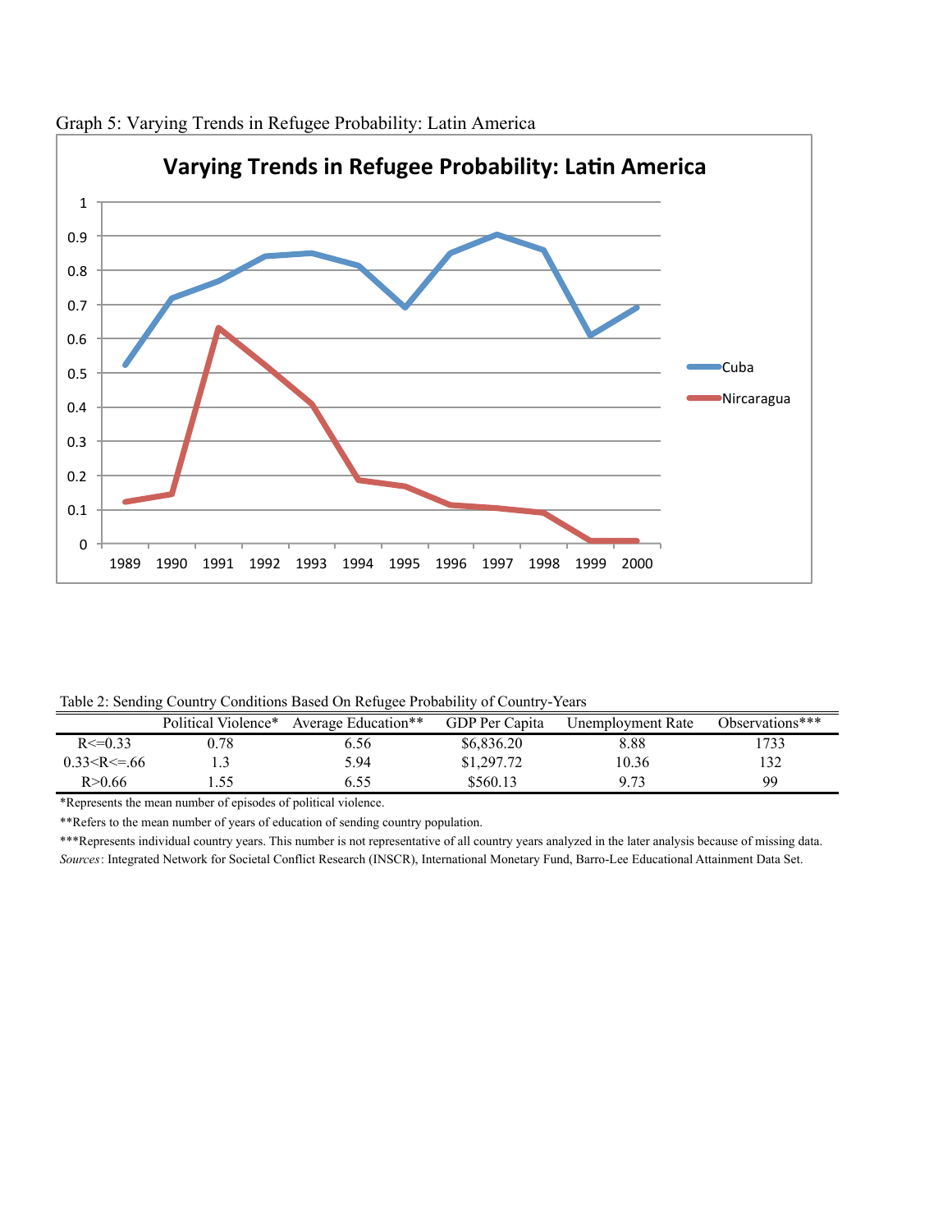Graph 5: Varying Trends in Refugee Probability: Latin America

Table 2: Sending Country Conditions Based On Refugee Probability of Country-Years

| | Political Violence* | Average Education** | GDP Per Capita | Unemployment Rate | Observations*** |
|---|---|---|---|---|---|
| R<=0.33 | 0.78 | 6.56 | $6,836.20 | 8.88 | 1733 |
| 0.33<R<=.66 | 1.3 | 5.94 | $1,297.72 | 10.36 | 132 |
| R>0.66 | 1.55 | 6.55 | $560.13 | 9.73 | 99 |

*Represents the mean number of episodes of political violence.

**Refers to the mean number of years of education of sending country population.

***Represents individual country years. This number is not representative of all country years analyzed in the later analysis because of missing data.

*Sources*: Integrated Network for Societal Conflict Research (INSCR), International Monetary Fund, Barro-Lee Educational Attainment Data Set.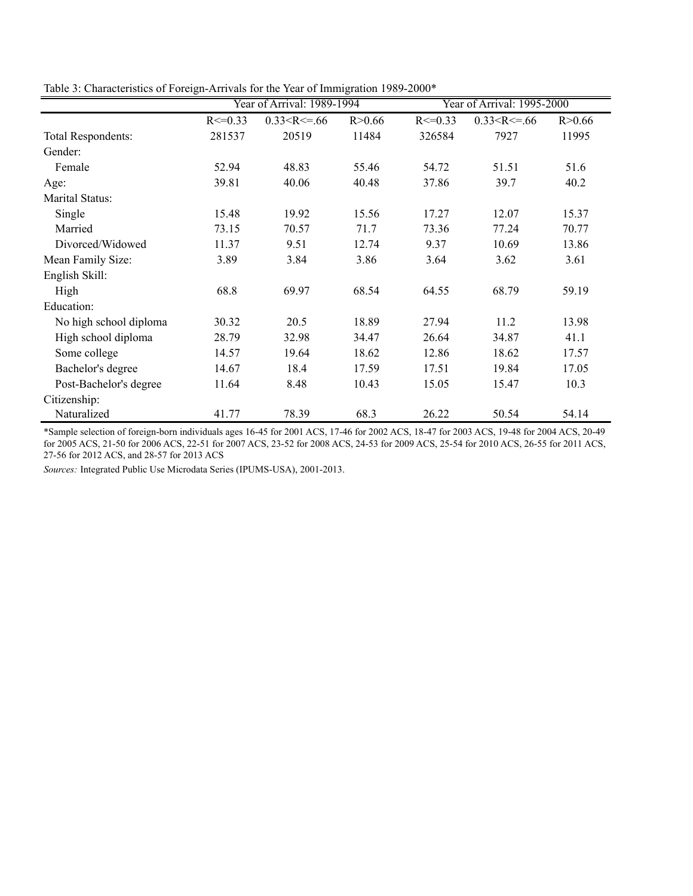Table 3: Characteristics of Foreign-Arrivals for the Year of Immigration 1989-2000*

| | Year of Arrival: 1989-1994 | | | Year of Arrival: 1995-2000 | | |
|---|---|---|---|---|---|---|
| | R<=0.33 | 0.33<R<=.66 | R>0.66 | R<=0.33 | 0.33<R<=.66 | R>0.66 |
| Total Respondents: | 281537 | 20519 | 11484 | 326584 | 7927 | 11995 |
| Gender: | | | | | | |
| Female | 52.94 | 48.83 | 55.46 | 54.72 | 51.51 | 51.6 |
| Age: | 39.81 | 40.06 | 40.48 | 37.86 | 39.7 | 40.2 |
| Marital Status: | | | | | | |
| Single | 15.48 | 19.92 | 15.56 | 17.27 | 12.07 | 15.37 |
| Married | 73.15 | 70.57 | 71.7 | 73.36 | 77.24 | 70.77 |
| Divorced/Widowed | 11.37 | 9.51 | 12.74 | 9.37 | 10.69 | 13.86 |
| Mean Family Size: | 3.89 | 3.84 | 3.86 | 3.64 | 3.62 | 3.61 |
| English Skill: | | | | | | |
| High | 68.8 | 69.97 | 68.54 | 64.55 | 68.79 | 59.19 |
| Education: | | | | | | |
| No high school diploma | 30.32 | 20.5 | 18.89 | 27.94 | 11.2 | 13.98 |
| High school diploma | 28.79 | 32.98 | 34.47 | 26.64 | 34.87 | 41.1 |
| Some college | 14.57 | 19.64 | 18.62 | 12.86 | 18.62 | 17.57 |
| Bachelor's degree | 14.67 | 18.4 | 17.59 | 17.51 | 19.84 | 17.05 |
| Post-Bachelor's degree | 11.64 | 8.48 | 10.43 | 15.05 | 15.47 | 10.3 |
| Citizenship: | | | | | | |
| Naturalized | 41.77 | 78.39 | 68.3 | 26.22 | 50.54 | 54.14 |

*Sample selection of foreign-born individuals ages 16-45 for 2001 ACS, 17-46 for 2002 ACS, 18-47 for 2003 ACS, 19-48 for 2004 ACS, 20-49 for 2005 ACS, 21-50 for 2006 ACS, 22-51 for 2007 ACS, 23-52 for 2008 ACS, 24-53 for 2009 ACS, 25-54 for 2010 ACS, 26-55 for 2011 ACS, 27-56 for 2012 ACS, and 28-57 for 2013 ACS

*Sources:* Integrated Public Use Microdata Series (IPUMS-USA), 2001-2013.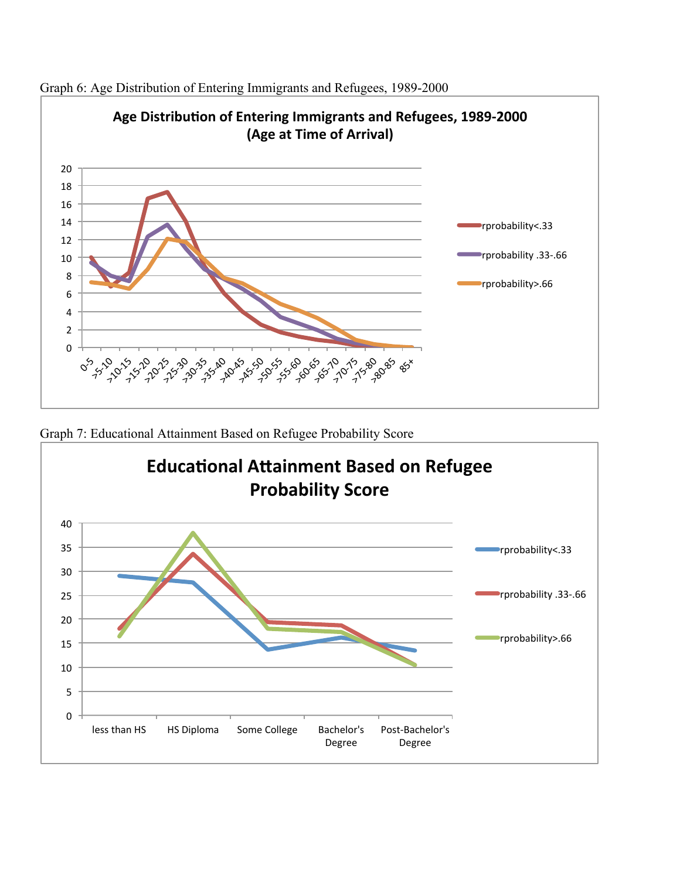Graph 6: Age Distribution of Entering Immigrants and Refugees, 1989-2000

Graph 7: Educational Attainment Based on Refugee Probability Score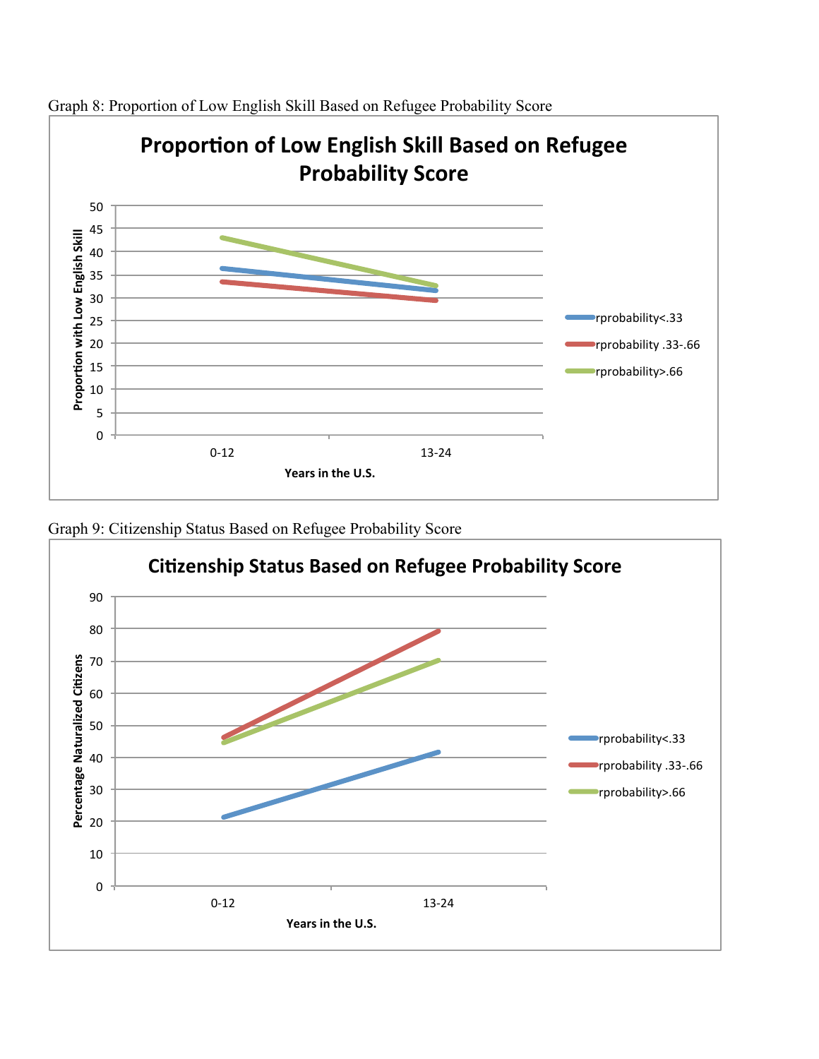Graph 8: Proportion of Low English Skill Based on Refugee Probability Score

Graph 9: Citizenship Status Based on Refugee Probability Score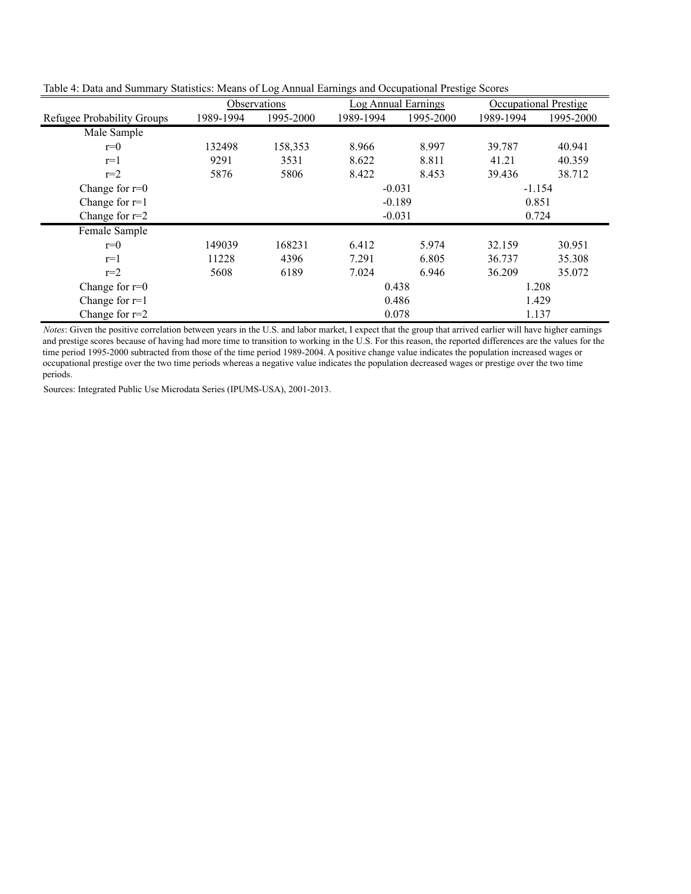Table 4: Data and Summary Statistics: Means of Log Annual Earnings and Occupational Prestige Scores

| | Observations | | Log Annual Earnings | | Occupational Prestige | |
|---|---|---|---|---|---|---|
| Refugee Probability Groups | 1989-1994 | 1995-2000 | 1989-1994 | 1995-2000 | 1989-1994 | 1995-2000 |
| Male Sample | | | | | | |
| r=0 | 132498 | 158,353 | 8.966 | 8.997 | 39.787 | 40.941 |
| r=1 | 9291 | 3531 | 8.622 | 8.811 | 41.21 | 40.359 |
| r=2 | 5876 | 5806 | 8.422 | 8.453 | 39.436 | 38.712 |
| Change for r=0 | | | -0.031 | | -1.154 | |
| Change for r=1 | | | -0.189 | | 0.851 | |
| Change for r=2 | | | -0.031 | | 0.724 | |
| Female Sample | | | | | | |
| r=0 | 149039 | 168231 | 6.412 | 5.974 | 32.159 | 30.951 |
| r=1 | 11228 | 4396 | 7.291 | 6.805 | 36.737 | 35.308 |
| r=2 | 5608 | 6189 | 7.024 | 6.946 | 36.209 | 35.072 |
| Change for r=0 | | | 0.438 | | 1.208 | |
| Change for r=1 | | | 0.486 | | 1.429 | |
| Change for r=2 | | | 0.078 | | 1.137 | |

*Notes*: Given the positive correlation between years in the U.S. and labor market, I expect that the group that arrived earlier will have higher earnings and prestige scores because of having had more time to transition to working in the U.S. For this reason, the reported differences are the values for the time period 1995-2000 subtracted from those of the time period 1989-2004. A positive change value indicates the population increased wages or occupational prestige over the two time periods whereas a negative value indicates the population decreased wages or prestige over the two time periods.

Sources: Integrated Public Use Microdata Series (IPUMS-USA), 2001-2013.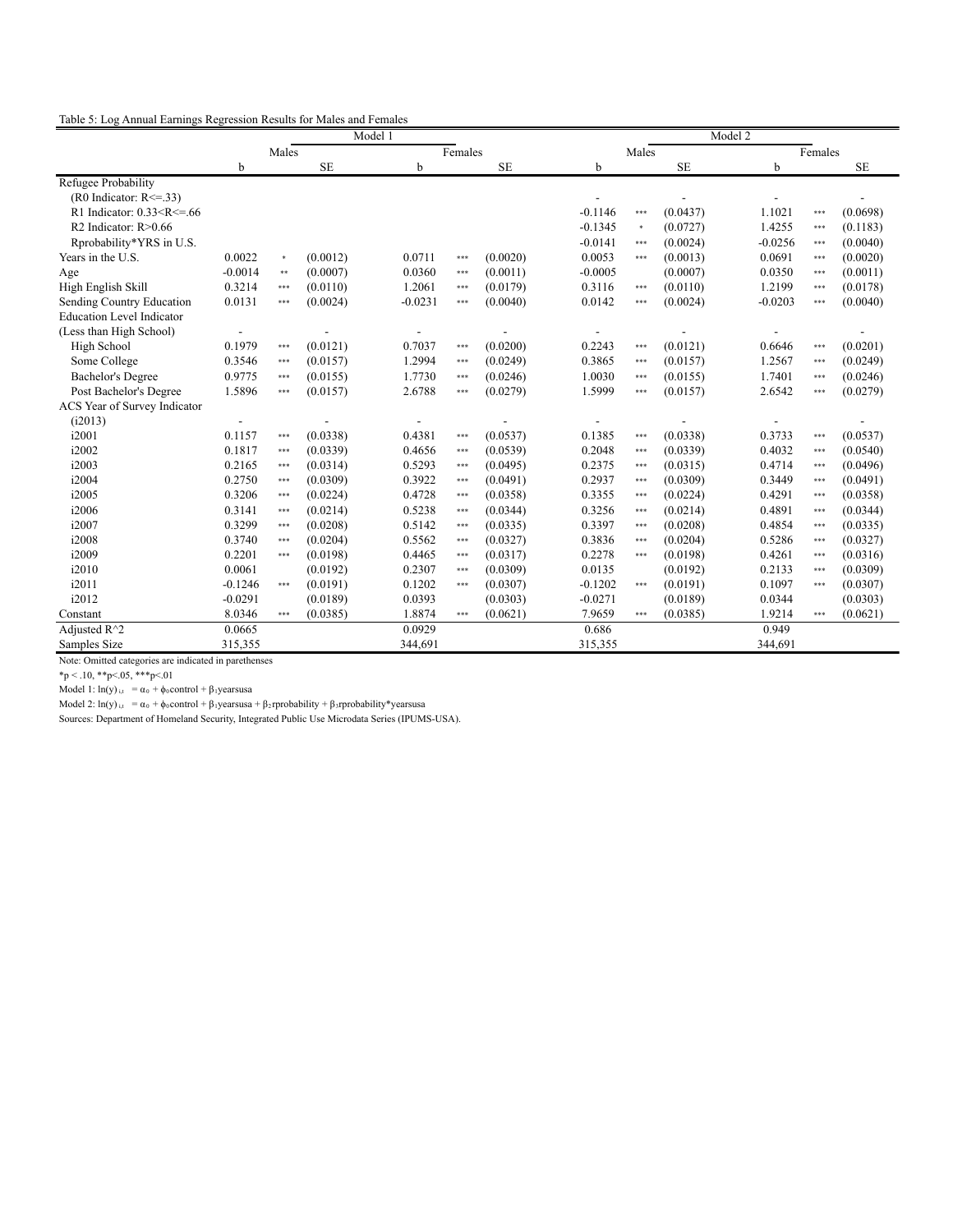Table 5: Log Annual Earnings Regression Results for Males and Females

| | Model 1 | | | | | | Model 2 | | | | | |
|---|---|---|---|---|---|---|---|---|---|---|---|---|
| | Males | | | Females | | | Males | | | Females | | |
| | b | | SE | b | | SE | b | | SE | b | | SE |
| Refugee Probability | | | | | | | | | | | | |
| (R0 Indicator: R<=.33) | | | | | | | - | | - | - | | - |
| R1 Indicator: 0.33<R<=.66 | | | | | | | -0.1146 | *** | (0.0437) | 1.1021 | *** | (0.0698) |
| R2 Indicator: R>0.66 | | | | | | | -0.1345 | * | (0.0727) | 1.4255 | *** | (0.1183) |
| Rprobability*YRS in U.S. | | | | | | | -0.0141 | *** | (0.0024) | -0.0256 | *** | (0.0040) |
| Years in the U.S. | 0.0022 | * | (0.0012) | 0.0711 | *** | (0.0020) | 0.0053 | *** | (0.0013) | 0.0691 | *** | (0.0020) |
| Age | -0.0014 | ** | (0.0007) | 0.0360 | *** | (0.0011) | -0.0005 | | (0.0007) | 0.0350 | *** | (0.0011) |
| High English Skill | 0.3214 | *** | (0.0110) | 1.2061 | *** | (0.0179) | 0.3116 | *** | (0.0110) | 1.2199 | *** | (0.0178) |
| Sending Country Education | 0.0131 | *** | (0.0024) | -0.0231 | *** | (0.0040) | 0.0142 | *** | (0.0024) | -0.0203 | *** | (0.0040) |
| Education Level Indicator | | | | | | | | | | | | |
| (Less than High School) | - | | - | - | | - | - | | - | - | | - |
| High School | 0.1979 | *** | (0.0121) | 0.7037 | *** | (0.0200) | 0.2243 | *** | (0.0121) | 0.6646 | *** | (0.0201) |
| Some College | 0.3546 | *** | (0.0157) | 1.2994 | *** | (0.0249) | 0.3865 | *** | (0.0157) | 1.2567 | *** | (0.0249) |
| Bachelor's Degree | 0.9775 | *** | (0.0155) | 1.7730 | *** | (0.0246) | 1.0030 | *** | (0.0155) | 1.7401 | *** | (0.0246) |
| Post Bachelor's Degree | 1.5896 | *** | (0.0157) | 2.6788 | *** | (0.0279) | 1.5999 | *** | (0.0157) | 2.6542 | *** | (0.0279) |
| ACS Year of Survey Indicator | | | | | | | | | | | | |
| (i2013) | - | | - | - | | - | - | | - | - | | - |
| i2001 | 0.1157 | *** | (0.0338) | 0.4381 | *** | (0.0537) | 0.1385 | *** | (0.0338) | 0.3733 | *** | (0.0537) |
| i2002 | 0.1817 | *** | (0.0339) | 0.4656 | *** | (0.0539) | 0.2048 | *** | (0.0339) | 0.4032 | *** | (0.0540) |
| i2003 | 0.2165 | *** | (0.0314) | 0.5293 | *** | (0.0495) | 0.2375 | *** | (0.0315) | 0.4714 | *** | (0.0496) |
| i2004 | 0.2750 | *** | (0.0309) | 0.3922 | *** | (0.0491) | 0.2937 | *** | (0.0309) | 0.3449 | *** | (0.0491) |
| i2005 | 0.3206 | *** | (0.0224) | 0.4728 | *** | (0.0358) | 0.3355 | *** | (0.0224) | 0.4291 | *** | (0.0358) |
| i2006 | 0.3141 | *** | (0.0214) | 0.5238 | *** | (0.0344) | 0.3256 | *** | (0.0214) | 0.4891 | *** | (0.0344) |
| i2007 | 0.3299 | *** | (0.0208) | 0.5142 | *** | (0.0335) | 0.3397 | *** | (0.0208) | 0.4854 | *** | (0.0335) |
| i2008 | 0.3740 | *** | (0.0204) | 0.5562 | *** | (0.0327) | 0.3836 | *** | (0.0204) | 0.5286 | *** | (0.0327) |
| i2009 | 0.2201 | *** | (0.0198) | 0.4465 | *** | (0.0317) | 0.2278 | *** | (0.0198) | 0.4261 | *** | (0.0316) |
| i2010 | 0.0061 | | (0.0192) | 0.2307 | *** | (0.0309) | 0.0135 | | (0.0192) | 0.2133 | *** | (0.0309) |
| i2011 | -0.1246 | *** | (0.0191) | 0.1202 | *** | (0.0307) | -0.1202 | *** | (0.0191) | 0.1097 | *** | (0.0307) |
| i2012 | -0.0291 | | (0.0189) | 0.0393 | | (0.0303) | -0.0271 | | (0.0189) | 0.0344 | | (0.0303) |
| Constant | 8.0346 | *** | (0.0385) | 1.8874 | *** | (0.0621) | 7.9659 | *** | (0.0385) | 1.9214 | *** | (0.0621) |
| Adjusted R^2 | 0.0665 | | | 0.0929 | | | 0.686 | | | 0.949 | | |
| Samples Size | 315,355 | | | 344,691 | | | 315,355 | | | 344,691 | | |

Note: Omitted categories are indicated in parethenses

*p < .10, **p<.05, ***p<.01

Model 1: $\ln(y)_{i,t} = \alpha_0 + \phi_0 \text{control} + \beta_1 \text{yearsusa}$

Model 2: $\ln(y)_{i,t} = \alpha_0 + \phi_0 \text{control} + \beta_1 \text{yearsusa} + \beta_2 \text{rprobability} + \beta_3 \text{rprobability*yearsusa}$

Sources: Department of Homeland Security, Integrated Public Use Microdata Series (IPUMS-USA).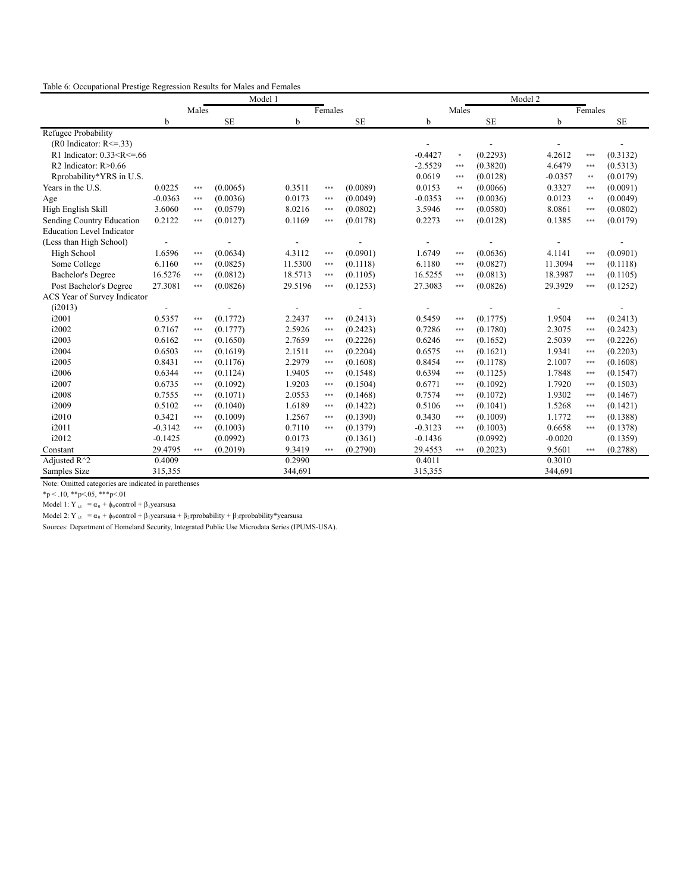Table 6: Occupational Prestige Regression Results for Males and Females

| | Model 1 | | | | | | Model 2 | | | | | |
|---|---|---|---|---|---|---|---|---|---|---|---|---|
| | Males | | | Females | | | Males | | | Females | | |
| | b | | SE | b | | SE | b | | SE | b | | SE |
| Refugee Probability | | | | | | | | | | | | |
| (R0 Indicator: R<=.33) | | | | | | | - | | - | - | | - |
| R1 Indicator: 0.33<R<=.66 | | | | | | | -0.4427 | * | (0.2293) | 4.2612 | *** | (0.3132) |
| R2 Indicator: R>0.66 | | | | | | | -2.5529 | *** | (0.3820) | 4.6479 | *** | (0.5313) |
| Rprobability*YRS in U.S. | | | | | | | 0.0619 | *** | (0.0128) | -0.0357 | ** | (0.0179) |
| Years in the U.S. | 0.0225 | *** | (0.0065) | 0.3511 | *** | (0.0089) | 0.0153 | ** | (0.0066) | 0.3327 | *** | (0.0091) |
| Age | -0.0363 | *** | (0.0036) | 0.0173 | *** | (0.0049) | -0.0353 | *** | (0.0036) | 0.0123 | ** | (0.0049) |
| High English Skill | 3.6060 | *** | (0.0579) | 8.0216 | *** | (0.0802) | 3.5946 | *** | (0.0580) | 8.0861 | *** | (0.0802) |
| Sending Country Education | 0.2122 | *** | (0.0127) | 0.1169 | *** | (0.0178) | 0.2273 | *** | (0.0128) | 0.1385 | *** | (0.0179) |
| Education Level Indicator | | | | | | | | | | | | |
| (Less than High School) | - | | - | - | | - | - | | - | - | | - |
| High School | 1.6596 | *** | (0.0634) | 4.3112 | *** | (0.0901) | 1.6749 | *** | (0.0636) | 4.1141 | *** | (0.0901) |
| Some College | 6.1160 | *** | (0.0825) | 11.5300 | *** | (0.1118) | 6.1180 | *** | (0.0827) | 11.3094 | *** | (0.1118) |
| Bachelor's Degree | 16.5276 | *** | (0.0812) | 18.5713 | *** | (0.1105) | 16.5255 | *** | (0.0813) | 18.3987 | *** | (0.1105) |
| Post Bachelor's Degree | 27.3081 | *** | (0.0826) | 29.5196 | *** | (0.1253) | 27.3083 | *** | (0.0826) | 29.3929 | *** | (0.1252) |
| ACS Year of Survey Indicator | | | | | | | | | | | | |
| (i2013) | - | | - | - | | - | - | | - | - | | - |
| i2001 | 0.5357 | *** | (0.1772) | 2.2437 | *** | (0.2413) | 0.5459 | *** | (0.1775) | 1.9504 | *** | (0.2413) |
| i2002 | 0.7167 | *** | (0.1777) | 2.5926 | *** | (0.2423) | 0.7286 | *** | (0.1780) | 2.3075 | *** | (0.2423) |
| i2003 | 0.6162 | *** | (0.1650) | 2.7659 | *** | (0.2226) | 0.6246 | *** | (0.1652) | 2.5039 | *** | (0.2226) |
| i2004 | 0.6503 | *** | (0.1619) | 2.1511 | *** | (0.2204) | 0.6575 | *** | (0.1621) | 1.9341 | *** | (0.2203) |
| i2005 | 0.8431 | *** | (0.1176) | 2.2979 | *** | (0.1608) | 0.8454 | *** | (0.1178) | 2.1007 | *** | (0.1608) |
| i2006 | 0.6344 | *** | (0.1124) | 1.9405 | *** | (0.1548) | 0.6394 | *** | (0.1125) | 1.7848 | *** | (0.1547) |
| i2007 | 0.6735 | *** | (0.1092) | 1.9203 | *** | (0.1504) | 0.6771 | *** | (0.1092) | 1.7920 | *** | (0.1503) |
| i2008 | 0.7555 | *** | (0.1071) | 2.0553 | *** | (0.1468) | 0.7574 | *** | (0.1072) | 1.9302 | *** | (0.1467) |
| i2009 | 0.5102 | *** | (0.1040) | 1.6189 | *** | (0.1422) | 0.5106 | *** | (0.1041) | 1.5268 | *** | (0.1421) |
| i2010 | 0.3421 | *** | (0.1009) | 1.2567 | *** | (0.1390) | 0.3430 | *** | (0.1009) | 1.1772 | *** | (0.1388) |
| i2011 | -0.3142 | *** | (0.1003) | 0.7110 | *** | (0.1379) | -0.3123 | *** | (0.1003) | 0.6658 | *** | (0.1378) |
| i2012 | -0.1425 | | (0.0992) | 0.0173 | | (0.1361) | -0.1436 | | (0.0992) | -0.0020 | | (0.1359) |
| Constant | 29.4795 | *** | (0.2019) | 9.3419 | *** | (0.2790) | 29.4553 | *** | (0.2023) | 9.5601 | *** | (0.2788) |
| Adjusted R^2 | 0.4009 | | | 0.2990 | | | 0.4011 | | | 0.3010 | | |
| Samples Size | 315,355 | | | 344,691 | | | 315,355 | | | 344,691 | | |

Note: Omitted categories are indicated in parethenses

*p < .10, **p<.05, ***p<.01

Model 1: $Y_{i,t} = \alpha_0 + \phi_0\text{control} + \beta_1\text{yearsusa}$

Model 2: $Y_{i,t} = \alpha_0 + \phi_0\text{control} + \beta_1\text{yearsusa} + \beta_2\text{rprobability} + \beta_3\text{rprobability*yearsusa}$

Sources: Department of Homeland Security, Integrated Public Use Microdata Series (IPUMS-USA).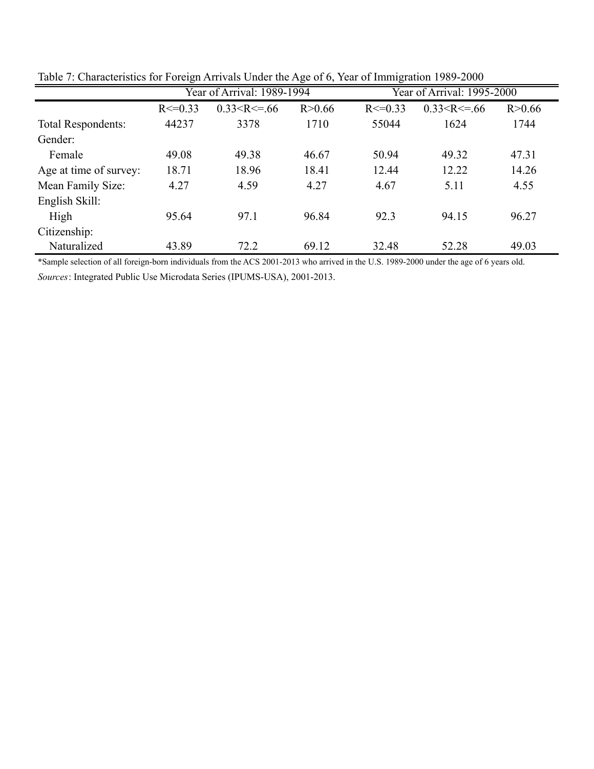Table 7: Characteristics for Foreign Arrivals Under the Age of 6, Year of Immigration 1989-2000

| | Year of Arrival: 1989-1994 | | | Year of Arrival: 1995-2000 | | |
|---|---|---|---|---|---|---|
| | R<=0.33 | 0.33<R<=.66 | R>0.66 | R<=0.33 | 0.33<R<=.66 | R>0.66 |
| Total Respondents: | 44237 | 3378 | 1710 | 55044 | 1624 | 1744 |
| Gender: | | | | | | |
| Female | 49.08 | 49.38 | 46.67 | 50.94 | 49.32 | 47.31 |
| Age at time of survey: | 18.71 | 18.96 | 18.41 | 12.44 | 12.22 | 14.26 |
| Mean Family Size: | 4.27 | 4.59 | 4.27 | 4.67 | 5.11 | 4.55 |
| English Skill: | | | | | | |
| High | 95.64 | 97.1 | 96.84 | 92.3 | 94.15 | 96.27 |
| Citizenship: | | | | | | |
| Naturalized | 43.89 | 72.2 | 69.12 | 32.48 | 52.28 | 49.03 |

*Sample selection of all foreign-born individuals from the ACS 2001-2013 who arrived in the U.S. 1989-2000 under the age of 6 years old.

*Sources*: Integrated Public Use Microdata Series (IPUMS-USA), 2001-2013.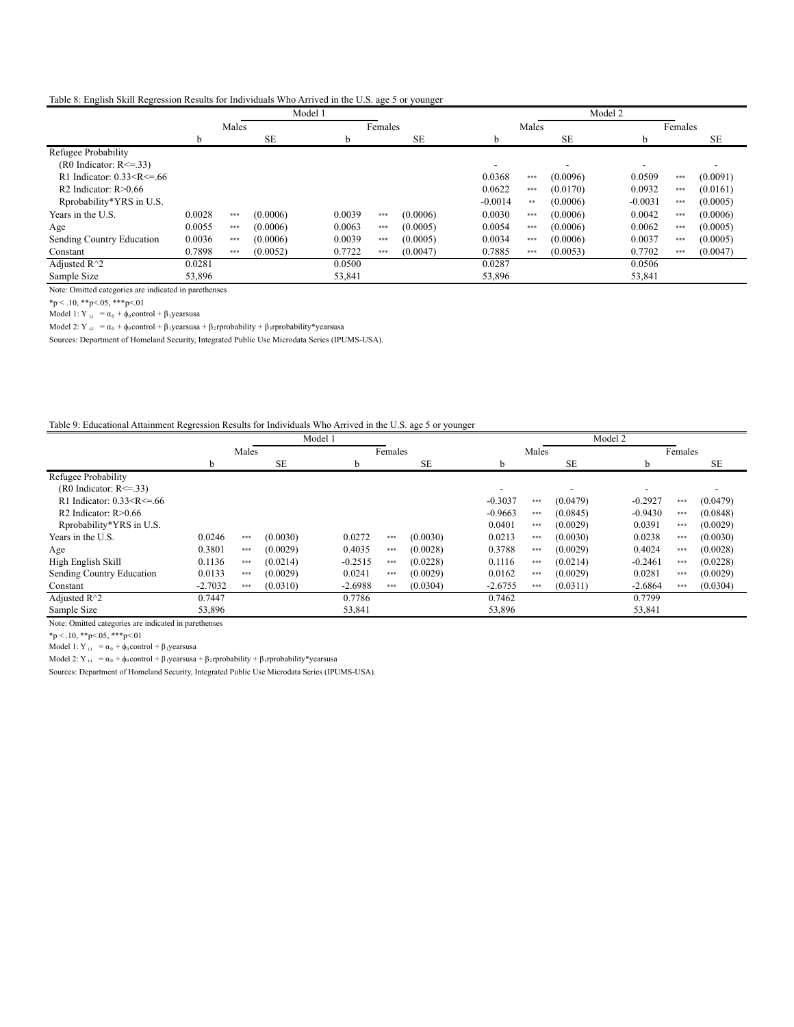Table 8: English Skill Regression Results for Individuals Who Arrived in the U.S. age 5 or younger

| | Model 1 | | | | | | Model 2 | | | | | |
|---|---|---|---|---|---|---|---|---|---|---|---|---|
| | Males | | | Females | | | Males | | | Females | | |
| | b | | SE | b | | SE | b | | SE | b | | SE |
| Refugee Probability | | | | | | | | | | | | |
| (R0 Indicator: R<=.33) | | | | | | | - | | - | - | | - |
| R1 Indicator: 0.33<R<=.66 | | | | | | | 0.0368 | *** | (0.0096) | 0.0509 | *** | (0.0091) |
| R2 Indicator: R>0.66 | | | | | | | 0.0622 | *** | (0.0170) | 0.0932 | *** | (0.0161) |
| Rprobability*YRS in U.S. | | | | | | | -0.0014 | ** | (0.0006) | -0.0031 | *** | (0.0005) |
| Years in the U.S. | 0.0028 | *** | (0.0006) | 0.0039 | *** | (0.0006) | 0.0030 | *** | (0.0006) | 0.0042 | *** | (0.0006) |
| Age | 0.0055 | *** | (0.0006) | 0.0063 | *** | (0.0005) | 0.0054 | *** | (0.0006) | 0.0062 | *** | (0.0005) |
| Sending Country Education | 0.0036 | *** | (0.0006) | 0.0039 | *** | (0.0005) | 0.0034 | *** | (0.0006) | 0.0037 | *** | (0.0005) |
| Constant | 0.7898 | *** | (0.0052) | 0.7722 | *** | (0.0047) | 0.7885 | *** | (0.0053) | 0.7702 | *** | (0.0047) |
| Adjusted R^2 | 0.0281 | | | 0.0500 | | | 0.0287 | | | 0.0506 | | |
| Sample Size | 53,896 | | | 53,841 | | | 53,896 | | | 53,841 | | |

Note: Omitted categories are indicated in parethenses

*p < .10, **p<.05, ***p<.01

Model 1: $Y_{i,t} = \alpha_0 + \phi_0\text{control} + \beta_1\text{yearsusa}$

Model 2: $Y_{i,t} = \alpha_0 + \phi_0\text{control} + \beta_1\text{yearsusa} + \beta_2\text{rprobability} + \beta_3\text{rprobability*yearsusa}$

Sources: Department of Homeland Security, Integrated Public Use Microdata Series (IPUMS-USA).

Table 9: Educational Attainment Regression Results for Individuals Who Arrived in the U.S. age 5 or younger

| | Model 1 | | | | | | Model 2 | | | | | |
|---|---|---|---|---|---|---|---|---|---|---|---|---|
| | Males | | | Females | | | Males | | | Females | | |
| | b | | SE | b | | SE | b | | SE | b | | SE |
| Refugee Probability | | | | | | | | | | | | |
| (R0 Indicator: R<=.33) | | | | | | | - | | - | - | | - |
| R1 Indicator: 0.33<R<=.66 | | | | | | | -0.3037 | *** | (0.0479) | -0.2927 | *** | (0.0479) |
| R2 Indicator: R>0.66 | | | | | | | -0.9663 | *** | (0.0845) | -0.9430 | *** | (0.0848) |
| Rprobability*YRS in U.S. | | | | | | | 0.0401 | *** | (0.0029) | 0.0391 | *** | (0.0029) |
| Years in the U.S. | 0.0246 | *** | (0.0030) | 0.0272 | *** | (0.0030) | 0.0213 | *** | (0.0030) | 0.0238 | *** | (0.0030) |
| Age | 0.3801 | *** | (0.0029) | 0.4035 | *** | (0.0028) | 0.3788 | *** | (0.0029) | 0.4024 | *** | (0.0028) |
| High English Skill | 0.1136 | *** | (0.0214) | -0.2515 | *** | (0.0228) | 0.1116 | *** | (0.0214) | -0.2461 | *** | (0.0228) |
| Sending Country Education | 0.0133 | *** | (0.0029) | 0.0241 | *** | (0.0029) | 0.0162 | *** | (0.0029) | 0.0281 | *** | (0.0029) |
| Constant | -2.7032 | *** | (0.0310) | -2.6988 | *** | (0.0304) | -2.6755 | *** | (0.0311) | -2.6864 | *** | (0.0304) |
| Adjusted R^2 | 0.7447 | | | 0.7786 | | | 0.7462 | | | 0.7799 | | |
| Sample Size | 53,896 | | | 53,841 | | | 53,896 | | | 53,841 | | |

Note: Omitted categories are indicated in parethenses

*p < .10, **p<.05, ***p<.01

Model 1: $Y_{i,t} = \alpha_0 + \phi_0\text{control} + \beta_1\text{yearsusa}$

Model 2: $Y_{i,t} = \alpha_0 + \phi_0\text{control} + \beta_1\text{yearsusa} + \beta_2\text{rprobability} + \beta_3\text{rprobability*yearsusa}$

Sources: Department of Homeland Security, Integrated Public Use Microdata Series (IPUMS-USA).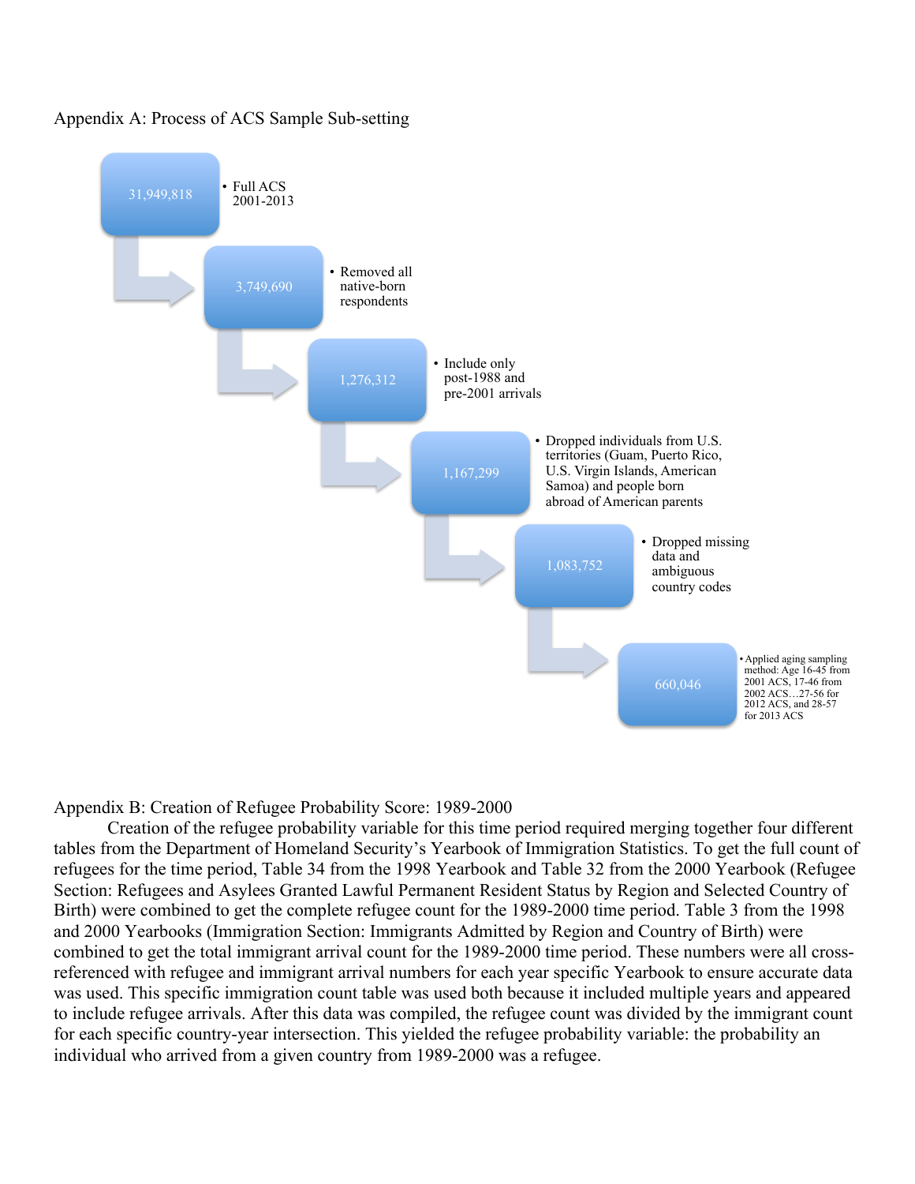Appendix A: Process of ACS Sample Sub-setting

31,949,818
- Full ACS 2001-2013

3,749,690
- Removed all native-born respondents

1,276,312
- Include only post-1988 and pre-2001 arrivals

1,167,299
- Dropped individuals from U.S. territories (Guam, Puerto Rico, U.S. Virgin Islands, American Samoa) and people born abroad of American parents

1,083,752
- Dropped missing data and ambiguous country codes

660,046
- Applied aging sampling method: Age 16-45 from 2001 ACS, 17-46 from 2002 ACS…27-56 for 2012 ACS, and 28-57 for 2013 ACS

Appendix B: Creation of Refugee Probability Score: 1989-2000

Creation of the refugee probability variable for this time period required merging together four different tables from the Department of Homeland Security's Yearbook of Immigration Statistics. To get the full count of refugees for the time period, Table 34 from the 1998 Yearbook and Table 32 from the 2000 Yearbook (Refugee Section: Refugees and Asylees Granted Lawful Permanent Resident Status by Region and Selected Country of Birth) were combined to get the complete refugee count for the 1989-2000 time period. Table 3 from the 1998 and 2000 Yearbooks (Immigration Section: Immigrants Admitted by Region and Country of Birth) were combined to get the total immigrant arrival count for the 1989-2000 time period. These numbers were all cross-referenced with refugee and immigrant arrival numbers for each year specific Yearbook to ensure accurate data was used. This specific immigration count table was used both because it included multiple years and appeared to include refugee arrivals. After this data was compiled, the refugee count was divided by the immigrant count for each specific country-year intersection. This yielded the refugee probability variable: the probability an individual who arrived from a given country from 1989-2000 was a refugee.